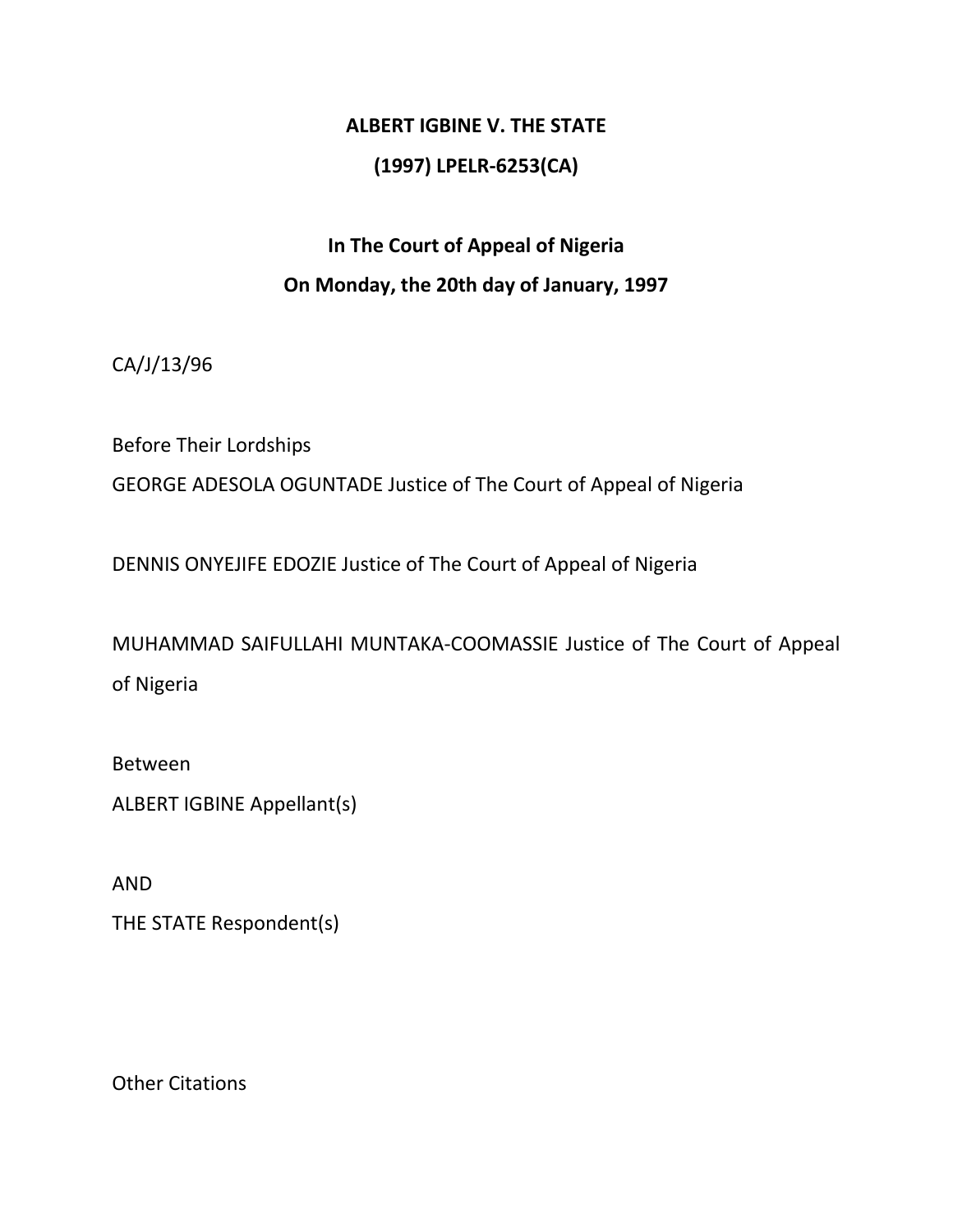**ALBERT IGBINE V. THE STATE**

**(1997) LPELR-6253(CA)**

**In The Court of Appeal of Nigeria**

**On Monday, the 20th day of January, 1997**

CA/J/13/96

Before Their Lordships

GEORGE ADESOLA OGUNTADE Justice of The Court of Appeal of Nigeria

DENNIS ONYEJIFE EDOZIE Justice of The Court of Appeal of Nigeria

MUHAMMAD SAIFULLAHI MUNTAKA-COOMASSIE Justice of The Court of Appeal of Nigeria

Between

ALBERT IGBINE Appellant(s)

AND

THE STATE Respondent(s)

Other Citations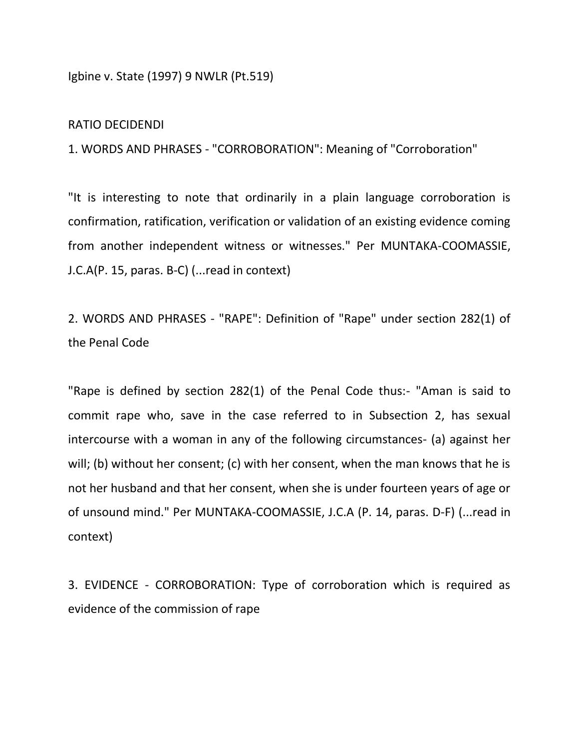Igbine v. State (1997) 9 NWLR (Pt.519)

RATIO DECIDENDI

1. WORDS AND PHRASES - "CORROBORATION": Meaning of "Corroboration"

"It is interesting to note that ordinarily in a plain language corroboration is confirmation, ratification, verification or validation of an existing evidence coming from another independent witness or witnesses." Per MUNTAKA-COOMASSIE, J.C.A(P. 15, paras. B-C) (...read in context)

2. WORDS AND PHRASES - "RAPE": Definition of "Rape" under section 282(1) of the Penal Code

"Rape is defined by section 282(1) of the Penal Code thus:- "Aman is said to commit rape who, save in the case referred to in Subsection 2, has sexual intercourse with a woman in any of the following circumstances- (a) against her will; (b) without her consent; (c) with her consent, when the man knows that he is not her husband and that her consent, when she is under fourteen years of age or of unsound mind." Per MUNTAKA-COOMASSIE, J.C.A (P. 14, paras. D-F) (...read in context)

3. EVIDENCE - CORROBORATION: Type of corroboration which is required as evidence of the commission of rape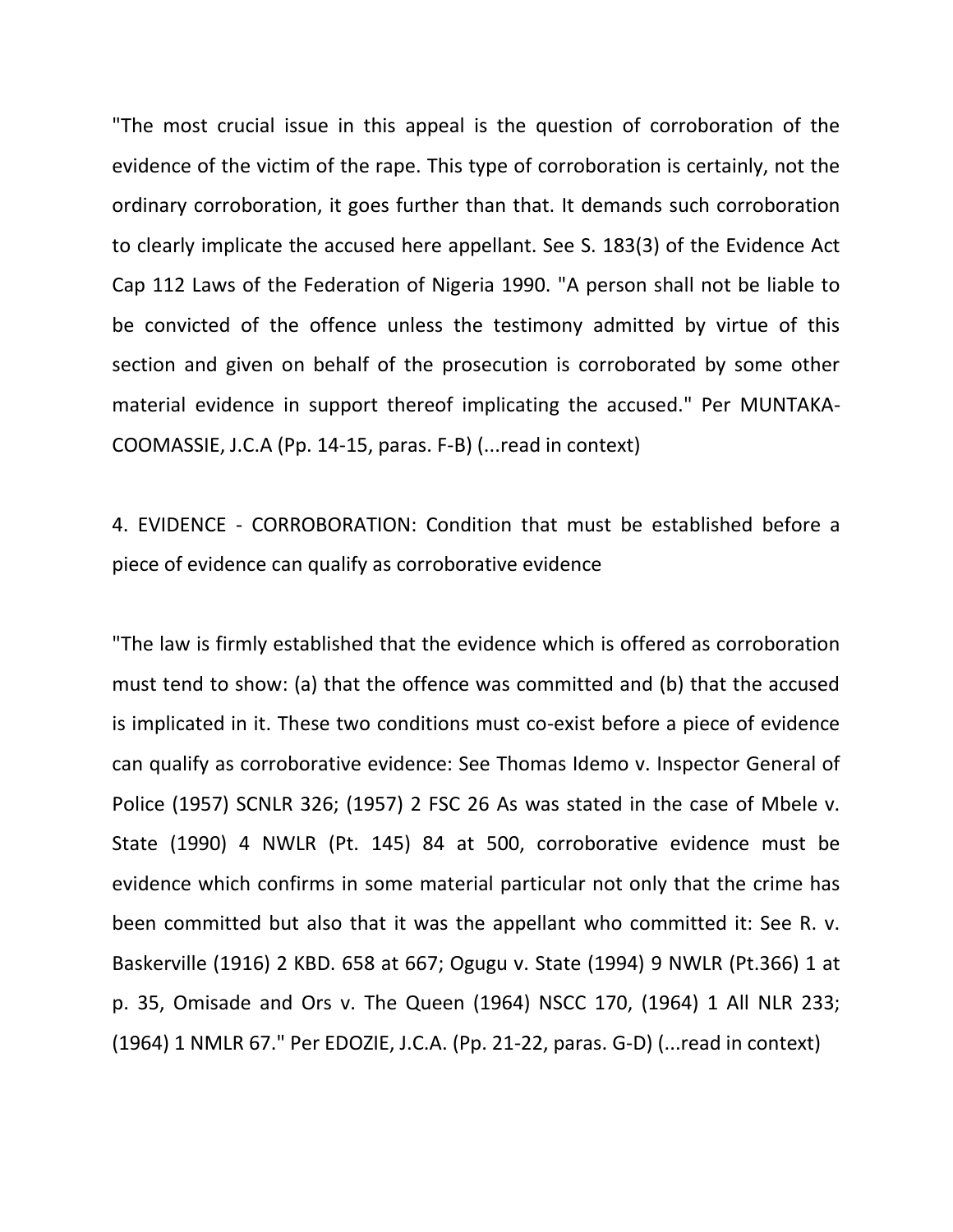"The most crucial issue in this appeal is the question of corroboration of the evidence of the victim of the rape. This type of corroboration is certainly, not the ordinary corroboration, it goes further than that. It demands such corroboration to clearly implicate the accused here appellant. See S. 183(3) of the Evidence Act Cap 112 Laws of the Federation of Nigeria 1990. "A person shall not be liable to be convicted of the offence unless the testimony admitted by virtue of this section and given on behalf of the prosecution is corroborated by some other material evidence in support thereof implicating the accused." Per MUNTAKA-COOMASSIE, J.C.A (Pp. 14-15, paras. F-B) (...read in context)

4. EVIDENCE - CORROBORATION: Condition that must be established before a piece of evidence can qualify as corroborative evidence

"The law is firmly established that the evidence which is offered as corroboration must tend to show: (a) that the offence was committed and (b) that the accused is implicated in it. These two conditions must co-exist before a piece of evidence can qualify as corroborative evidence: See Thomas Idemo v. Inspector General of Police (1957) SCNLR 326; (1957) 2 FSC 26 As was stated in the case of Mbele v. State (1990) 4 NWLR (Pt. 145) 84 at 500, corroborative evidence must be evidence which confirms in some material particular not only that the crime has been committed but also that it was the appellant who committed it: See R. v. Baskerville (1916) 2 KBD. 658 at 667; Ogugu v. State (1994) 9 NWLR (Pt.366) 1 at p. 35, Omisade and Ors v. The Queen (1964) NSCC 170, (1964) 1 All NLR 233; (1964) 1 NMLR 67." Per EDOZIE, J.C.A. (Pp. 21-22, paras. G-D) (...read in context)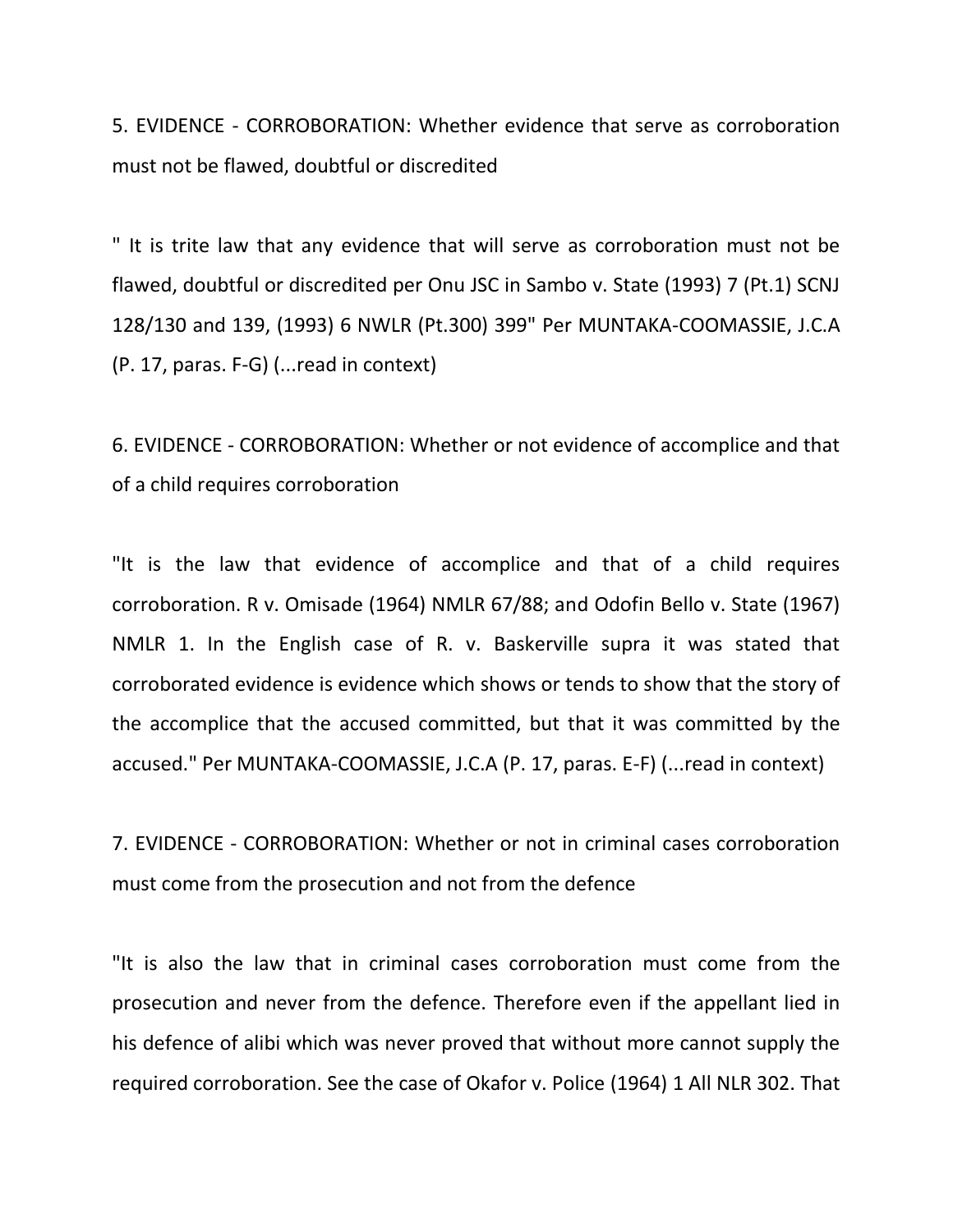5. EVIDENCE - CORROBORATION: Whether evidence that serve as corroboration must not be flawed, doubtful or discredited

" It is trite law that any evidence that will serve as corroboration must not be flawed, doubtful or discredited per Onu JSC in Sambo v. State (1993) 7 (Pt.1) SCNJ 128/130 and 139, (1993) 6 NWLR (Pt.300) 399" Per MUNTAKA-COOMASSIE, J.C.A (P. 17, paras. F-G) (...read in context)

6. EVIDENCE - CORROBORATION: Whether or not evidence of accomplice and that of a child requires corroboration

"It is the law that evidence of accomplice and that of a child requires corroboration. R v. Omisade (1964) NMLR 67/88; and Odofin Bello v. State (1967) NMLR 1. In the English case of R. v. Baskerville supra it was stated that corroborated evidence is evidence which shows or tends to show that the story of the accomplice that the accused committed, but that it was committed by the accused." Per MUNTAKA-COOMASSIE, J.C.A (P. 17, paras. E-F) (...read in context)

7. EVIDENCE - CORROBORATION: Whether or not in criminal cases corroboration must come from the prosecution and not from the defence

"It is also the law that in criminal cases corroboration must come from the prosecution and never from the defence. Therefore even if the appellant lied in his defence of alibi which was never proved that without more cannot supply the required corroboration. See the case of Okafor v. Police (1964) 1 All NLR 302. That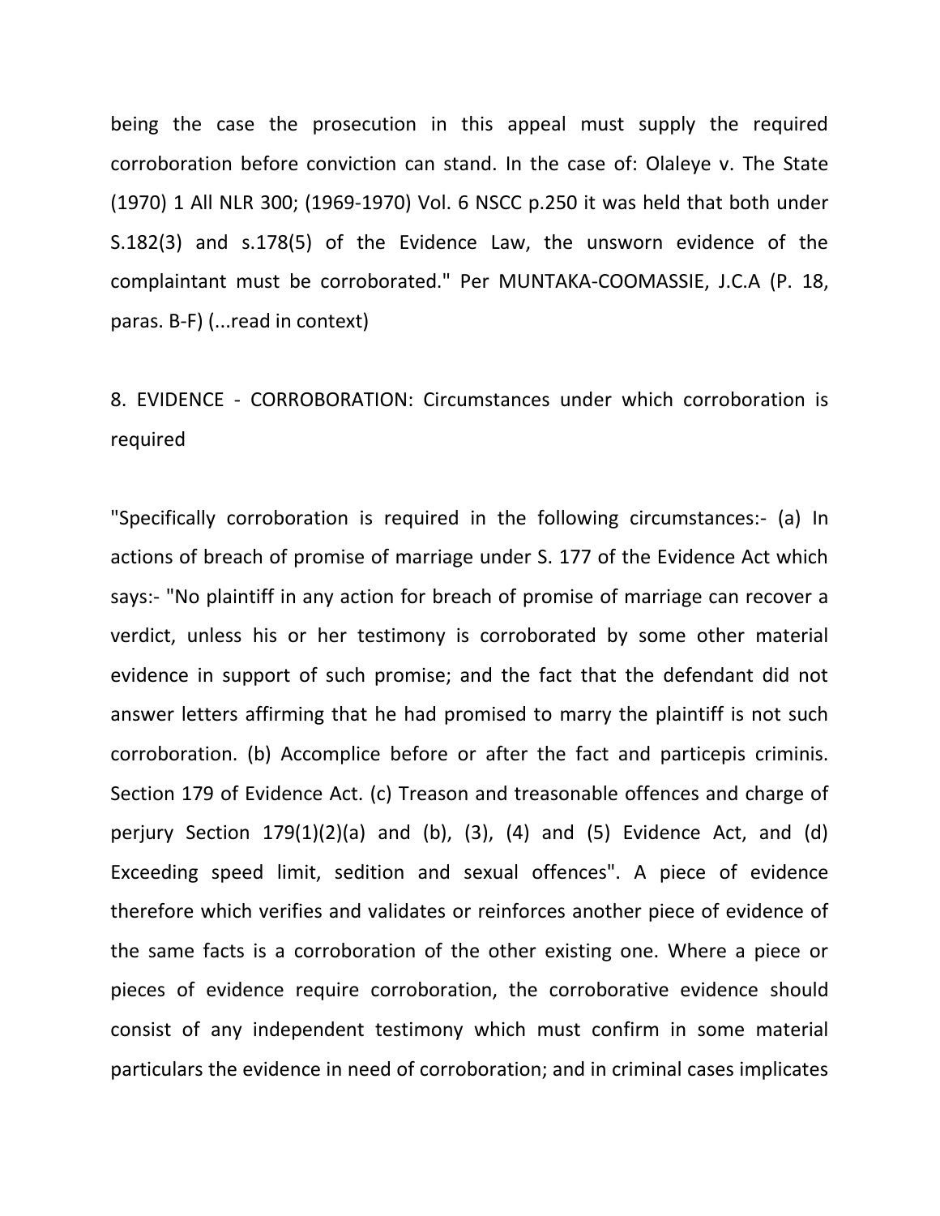being the case the prosecution in this appeal must supply the required corroboration before conviction can stand. In the case of: Olaleye v. The State (1970) 1 All NLR 300; (1969-1970) Vol. 6 NSCC p.250 it was held that both under S.182(3) and s.178(5) of the Evidence Law, the unsworn evidence of the complaintant must be corroborated." Per MUNTAKA-COOMASSIE, J.C.A (P. 18, paras. B-F) (...read in context)

8. EVIDENCE - CORROBORATION: Circumstances under which corroboration is required

"Specifically corroboration is required in the following circumstances:- (a) In actions of breach of promise of marriage under S. 177 of the Evidence Act which says:- "No plaintiff in any action for breach of promise of marriage can recover a verdict, unless his or her testimony is corroborated by some other material evidence in support of such promise; and the fact that the defendant did not answer letters affirming that he had promised to marry the plaintiff is not such corroboration. (b) Accomplice before or after the fact and particepis criminis. Section 179 of Evidence Act. (c) Treason and treasonable offences and charge of perjury Section 179(1)(2)(a) and (b), (3), (4) and (5) Evidence Act, and (d) Exceeding speed limit, sedition and sexual offences". A piece of evidence therefore which verifies and validates or reinforces another piece of evidence of the same facts is a corroboration of the other existing one. Where a piece or pieces of evidence require corroboration, the corroborative evidence should consist of any independent testimony which must confirm in some material particulars the evidence in need of corroboration; and in criminal cases implicates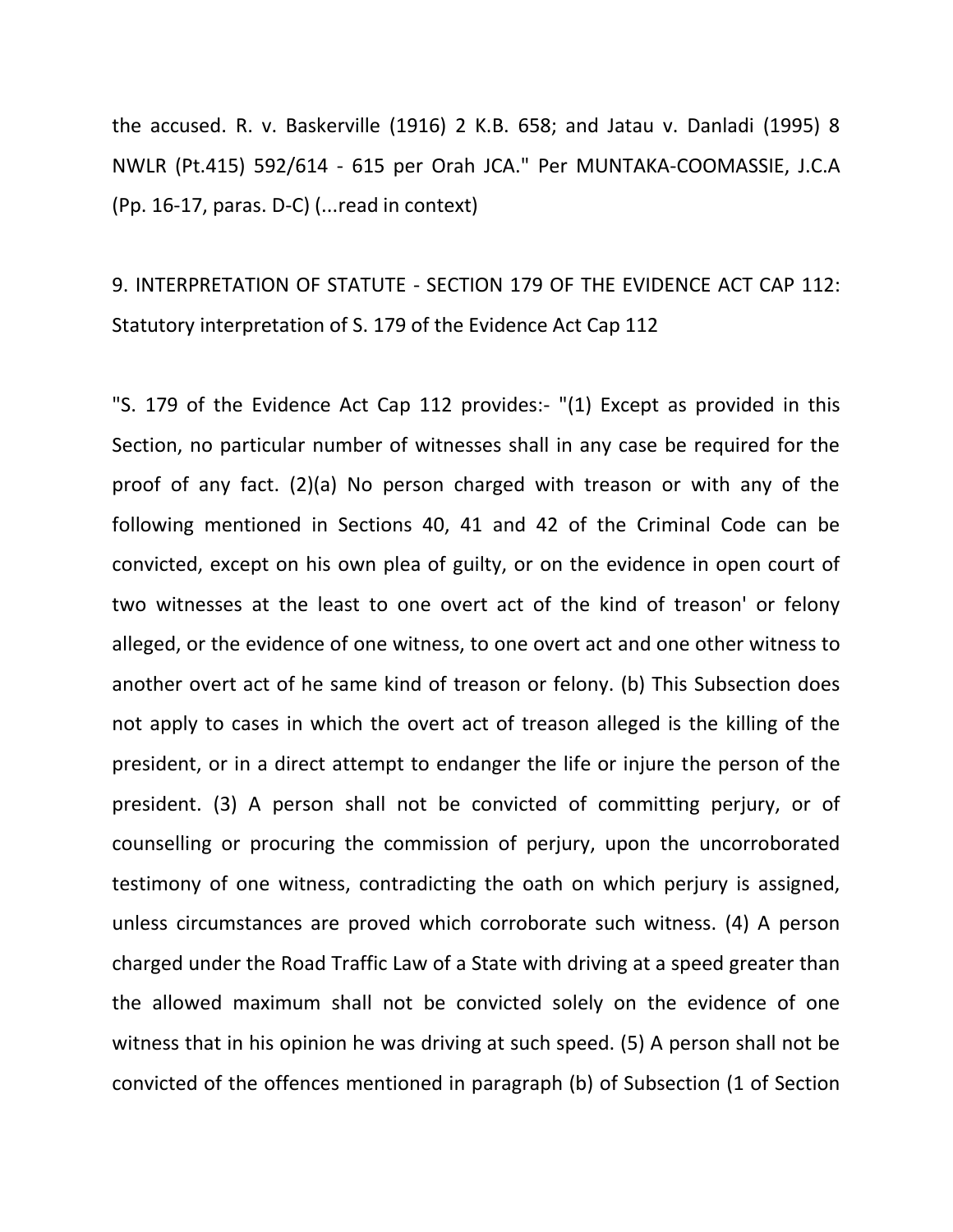the accused. R. v. Baskerville (1916) 2 K.B. 658; and Jatau v. Danladi (1995) 8 NWLR (Pt.415) 592/614 - 615 per Orah JCA." Per MUNTAKA-COOMASSIE, J.C.A (Pp. 16-17, paras. D-C) (...read in context)

9. INTERPRETATION OF STATUTE - SECTION 179 OF THE EVIDENCE ACT CAP 112: Statutory interpretation of S. 179 of the Evidence Act Cap 112

"S. 179 of the Evidence Act Cap 112 provides:- "(1) Except as provided in this Section, no particular number of witnesses shall in any case be required for the proof of any fact. (2)(a) No person charged with treason or with any of the following mentioned in Sections 40, 41 and 42 of the Criminal Code can be convicted, except on his own plea of guilty, or on the evidence in open court of two witnesses at the least to one overt act of the kind of treason' or felony alleged, or the evidence of one witness, to one overt act and one other witness to another overt act of he same kind of treason or felony. (b) This Subsection does not apply to cases in which the overt act of treason alleged is the killing of the president, or in a direct attempt to endanger the life or injure the person of the president. (3) A person shall not be convicted of committing perjury, or of counselling or procuring the commission of perjury, upon the uncorroborated testimony of one witness, contradicting the oath on which perjury is assigned, unless circumstances are proved which corroborate such witness. (4) A person charged under the Road Traffic Law of a State with driving at a speed greater than the allowed maximum shall not be convicted solely on the evidence of one witness that in his opinion he was driving at such speed. (5) A person shall not be convicted of the offences mentioned in paragraph (b) of Subsection (1 of Section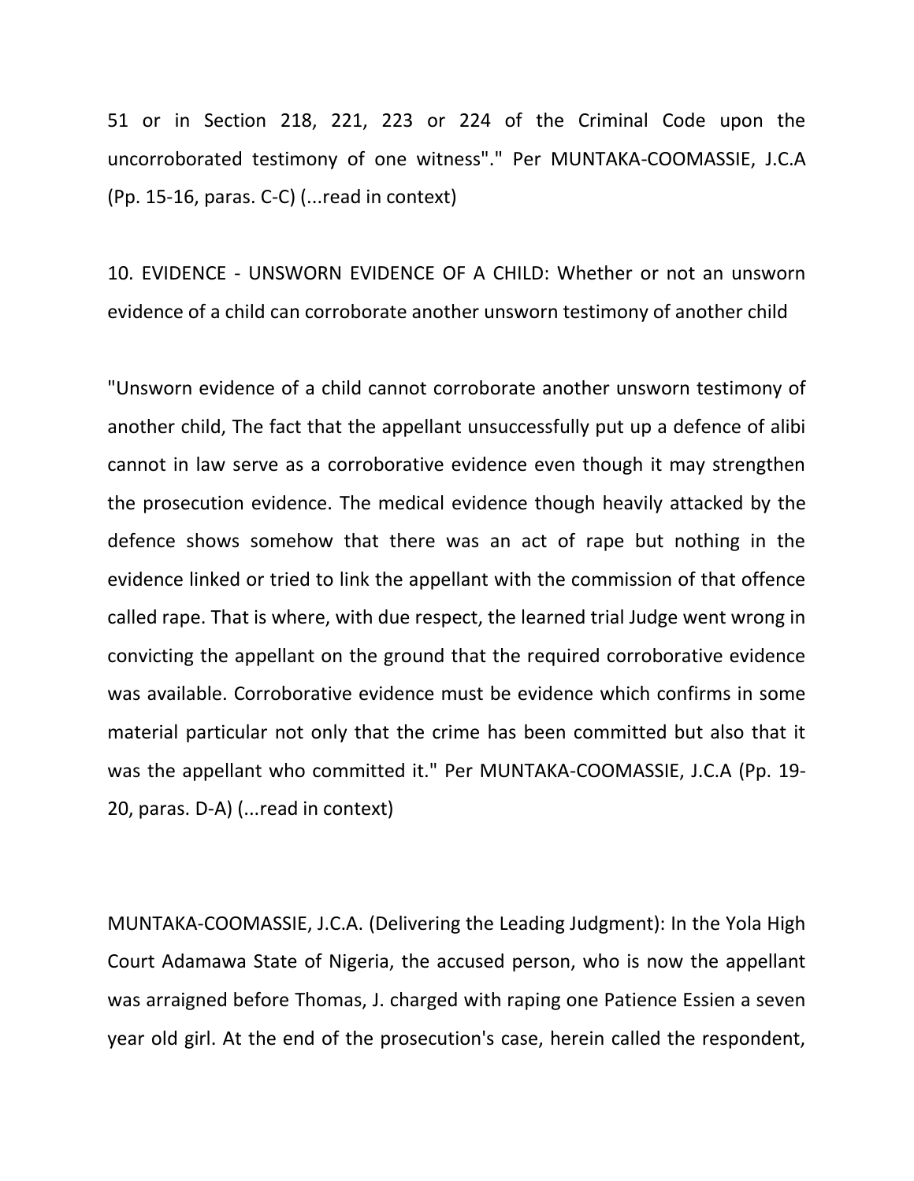51 or in Section 218, 221, 223 or 224 of the Criminal Code upon the uncorroborated testimony of one witness"." Per MUNTAKA-COOMASSIE, J.C.A (Pp. 15-16, paras. C-C) (...read in context)

10. EVIDENCE - UNSWORN EVIDENCE OF A CHILD: Whether or not an unsworn evidence of a child can corroborate another unsworn testimony of another child

"Unsworn evidence of a child cannot corroborate another unsworn testimony of another child, The fact that the appellant unsuccessfully put up a defence of alibi cannot in law serve as a corroborative evidence even though it may strengthen the prosecution evidence. The medical evidence though heavily attacked by the defence shows somehow that there was an act of rape but nothing in the evidence linked or tried to link the appellant with the commission of that offence called rape. That is where, with due respect, the learned trial Judge went wrong in convicting the appellant on the ground that the required corroborative evidence was available. Corroborative evidence must be evidence which confirms in some material particular not only that the crime has been committed but also that it was the appellant who committed it." Per MUNTAKA-COOMASSIE, J.C.A (Pp. 19-20, paras. D-A) (...read in context)

MUNTAKA-COOMASSIE, J.C.A. (Delivering the Leading Judgment): In the Yola High Court Adamawa State of Nigeria, the accused person, who is now the appellant was arraigned before Thomas, J. charged with raping one Patience Essien a seven year old girl. At the end of the prosecution's case, herein called the respondent,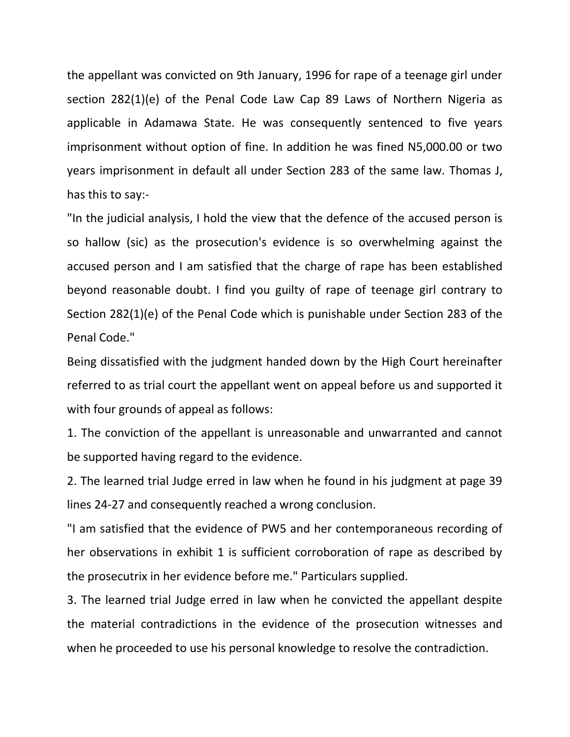the appellant was convicted on 9th January, 1996 for rape of a teenage girl under section 282(1)(e) of the Penal Code Law Cap 89 Laws of Northern Nigeria as applicable in Adamawa State. He was consequently sentenced to five years imprisonment without option of fine. In addition he was fined N5,000.00 or two years imprisonment in default all under Section 283 of the same law. Thomas J, has this to say:-

"In the judicial analysis, I hold the view that the defence of the accused person is so hallow (sic) as the prosecution's evidence is so overwhelming against the accused person and I am satisfied that the charge of rape has been established beyond reasonable doubt. I find you guilty of rape of teenage girl contrary to Section 282(1)(e) of the Penal Code which is punishable under Section 283 of the Penal Code."

Being dissatisfied with the judgment handed down by the High Court hereinafter referred to as trial court the appellant went on appeal before us and supported it with four grounds of appeal as follows:

1. The conviction of the appellant is unreasonable and unwarranted and cannot be supported having regard to the evidence.

2. The learned trial Judge erred in law when he found in his judgment at page 39 lines 24-27 and consequently reached a wrong conclusion.

"I am satisfied that the evidence of PW5 and her contemporaneous recording of her observations in exhibit 1 is sufficient corroboration of rape as described by the prosecutrix in her evidence before me." Particulars supplied.

3. The learned trial Judge erred in law when he convicted the appellant despite the material contradictions in the evidence of the prosecution witnesses and when he proceeded to use his personal knowledge to resolve the contradiction.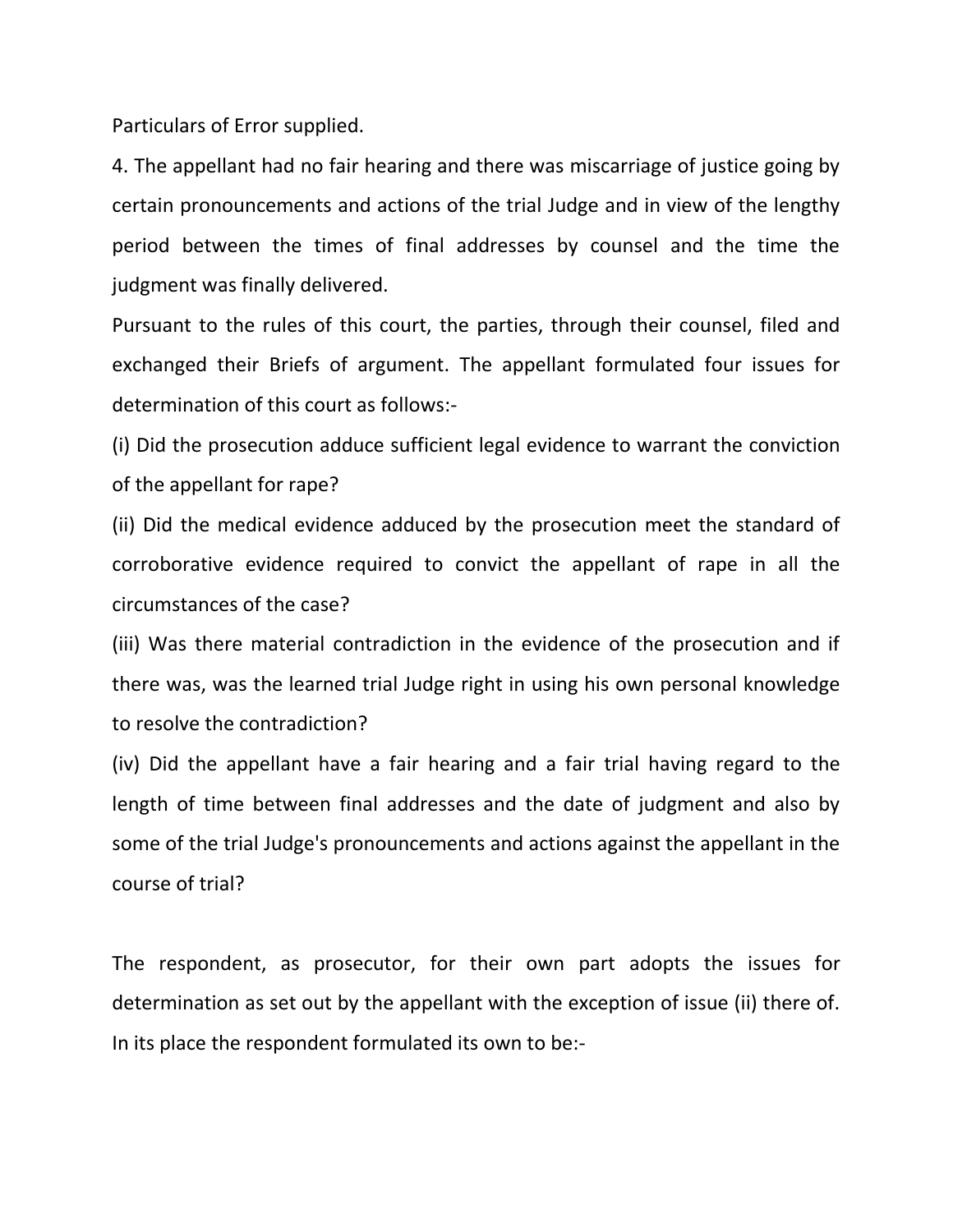Particulars of Error supplied.

4. The appellant had no fair hearing and there was miscarriage of justice going by certain pronouncements and actions of the trial Judge and in view of the lengthy period between the times of final addresses by counsel and the time the judgment was finally delivered.

Pursuant to the rules of this court, the parties, through their counsel, filed and exchanged their Briefs of argument. The appellant formulated four issues for determination of this court as follows:-

(i) Did the prosecution adduce sufficient legal evidence to warrant the conviction of the appellant for rape?

(ii) Did the medical evidence adduced by the prosecution meet the standard of corroborative evidence required to convict the appellant of rape in all the circumstances of the case?

(iii) Was there material contradiction in the evidence of the prosecution and if there was, was the learned trial Judge right in using his own personal knowledge to resolve the contradiction?

(iv) Did the appellant have a fair hearing and a fair trial having regard to the length of time between final addresses and the date of judgment and also by some of the trial Judge's pronouncements and actions against the appellant in the course of trial?

The respondent, as prosecutor, for their own part adopts the issues for determination as set out by the appellant with the exception of issue (ii) there of. In its place the respondent formulated its own to be:-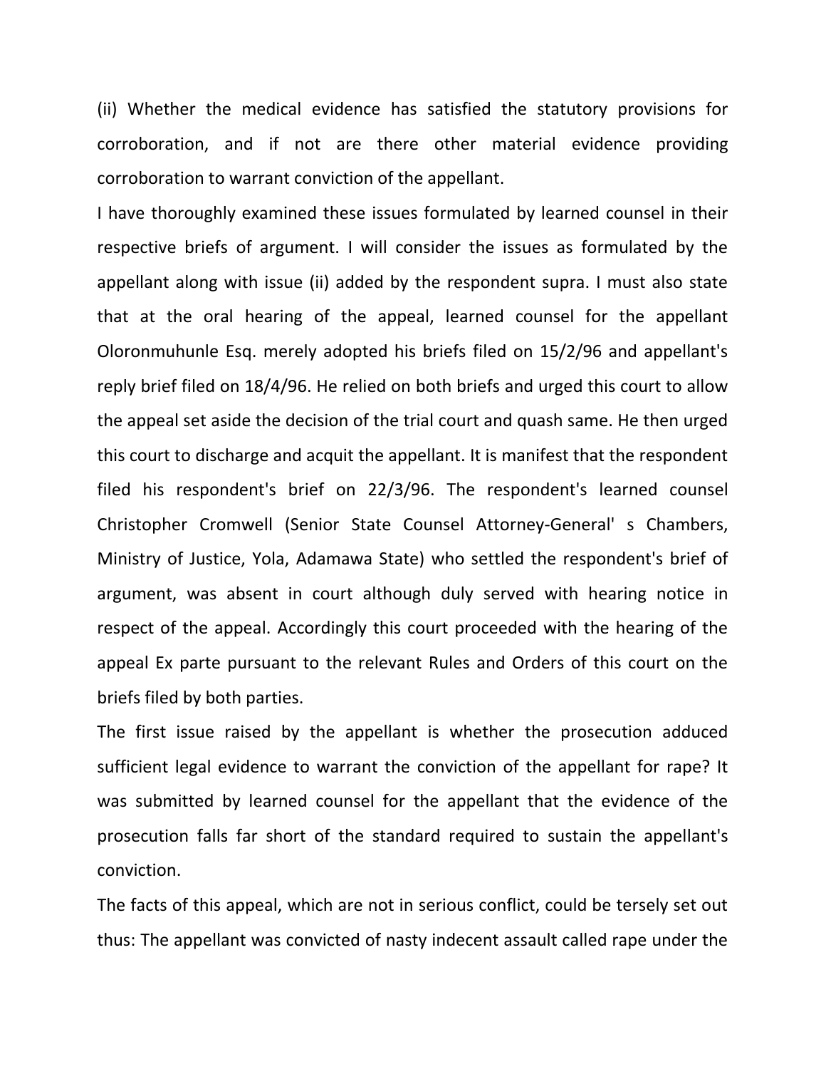(ii) Whether the medical evidence has satisfied the statutory provisions for corroboration, and if not are there other material evidence providing corroboration to warrant conviction of the appellant.

I have thoroughly examined these issues formulated by learned counsel in their respective briefs of argument. I will consider the issues as formulated by the appellant along with issue (ii) added by the respondent supra. I must also state that at the oral hearing of the appeal, learned counsel for the appellant Oloronmuhunle Esq. merely adopted his briefs filed on 15/2/96 and appellant's reply brief filed on 18/4/96. He relied on both briefs and urged this court to allow the appeal set aside the decision of the trial court and quash same. He then urged this court to discharge and acquit the appellant. It is manifest that the respondent filed his respondent's brief on 22/3/96. The respondent's learned counsel Christopher Cromwell (Senior State Counsel Attorney-General' s Chambers, Ministry of Justice, Yola, Adamawa State) who settled the respondent's brief of argument, was absent in court although duly served with hearing notice in respect of the appeal. Accordingly this court proceeded with the hearing of the appeal Ex parte pursuant to the relevant Rules and Orders of this court on the briefs filed by both parties.

The first issue raised by the appellant is whether the prosecution adduced sufficient legal evidence to warrant the conviction of the appellant for rape? It was submitted by learned counsel for the appellant that the evidence of the prosecution falls far short of the standard required to sustain the appellant's conviction.

The facts of this appeal, which are not in serious conflict, could be tersely set out thus: The appellant was convicted of nasty indecent assault called rape under the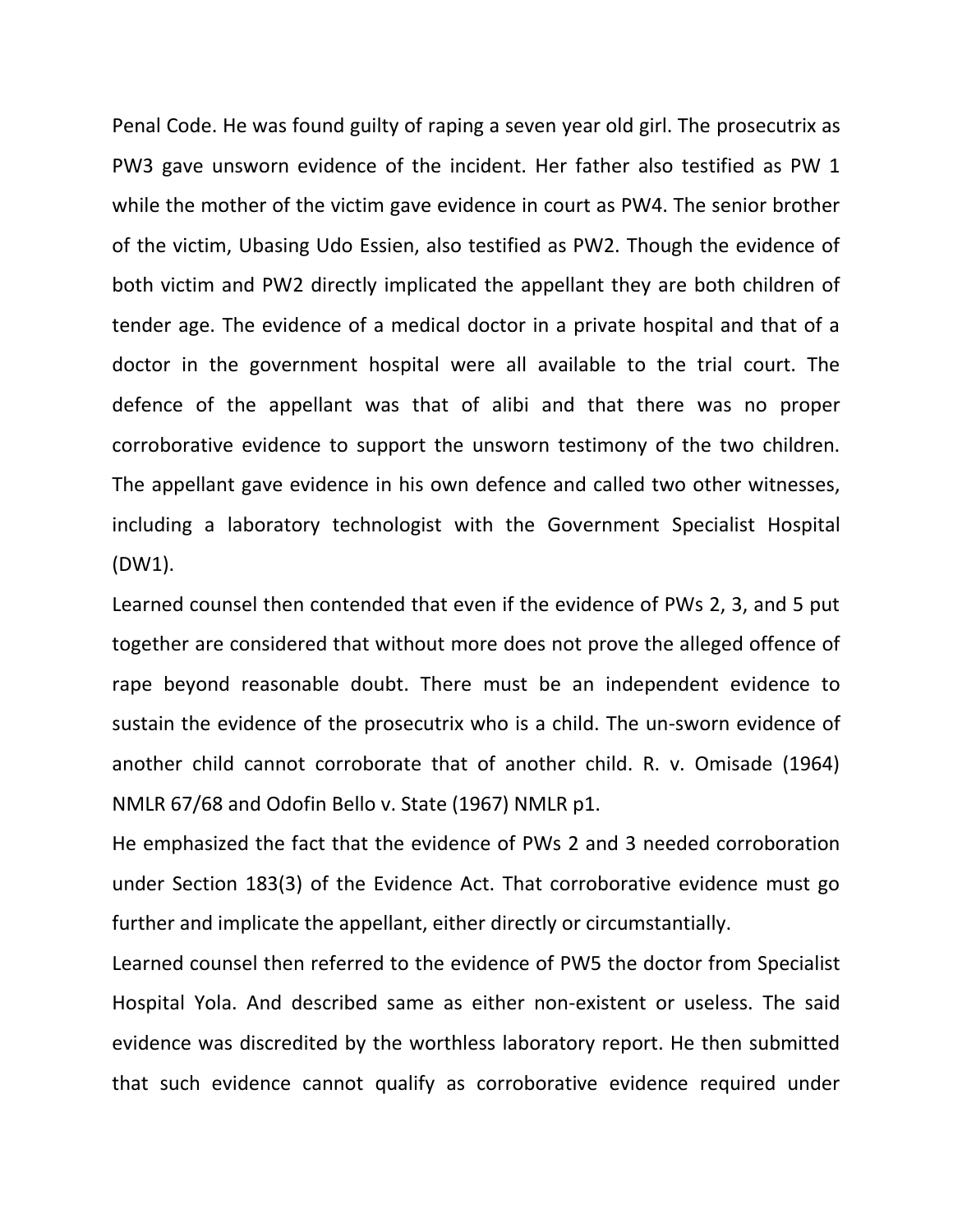Penal Code. He was found guilty of raping a seven year old girl. The prosecutrix as PW3 gave unsworn evidence of the incident. Her father also testified as PW 1 while the mother of the victim gave evidence in court as PW4. The senior brother of the victim, Ubasing Udo Essien, also testified as PW2. Though the evidence of both victim and PW2 directly implicated the appellant they are both children of tender age. The evidence of a medical doctor in a private hospital and that of a doctor in the government hospital were all available to the trial court. The defence of the appellant was that of alibi and that there was no proper corroborative evidence to support the unsworn testimony of the two children. The appellant gave evidence in his own defence and called two other witnesses, including a laboratory technologist with the Government Specialist Hospital (DW1).

Learned counsel then contended that even if the evidence of PWs 2, 3, and 5 put together are considered that without more does not prove the alleged offence of rape beyond reasonable doubt. There must be an independent evidence to sustain the evidence of the prosecutrix who is a child. The un-sworn evidence of another child cannot corroborate that of another child. R. v. Omisade (1964) NMLR 67/68 and Odofin Bello v. State (1967) NMLR p1.

He emphasized the fact that the evidence of PWs 2 and 3 needed corroboration under Section 183(3) of the Evidence Act. That corroborative evidence must go further and implicate the appellant, either directly or circumstantially.

Learned counsel then referred to the evidence of PW5 the doctor from Specialist Hospital Yola. And described same as either non-existent or useless. The said evidence was discredited by the worthless laboratory report. He then submitted that such evidence cannot qualify as corroborative evidence required under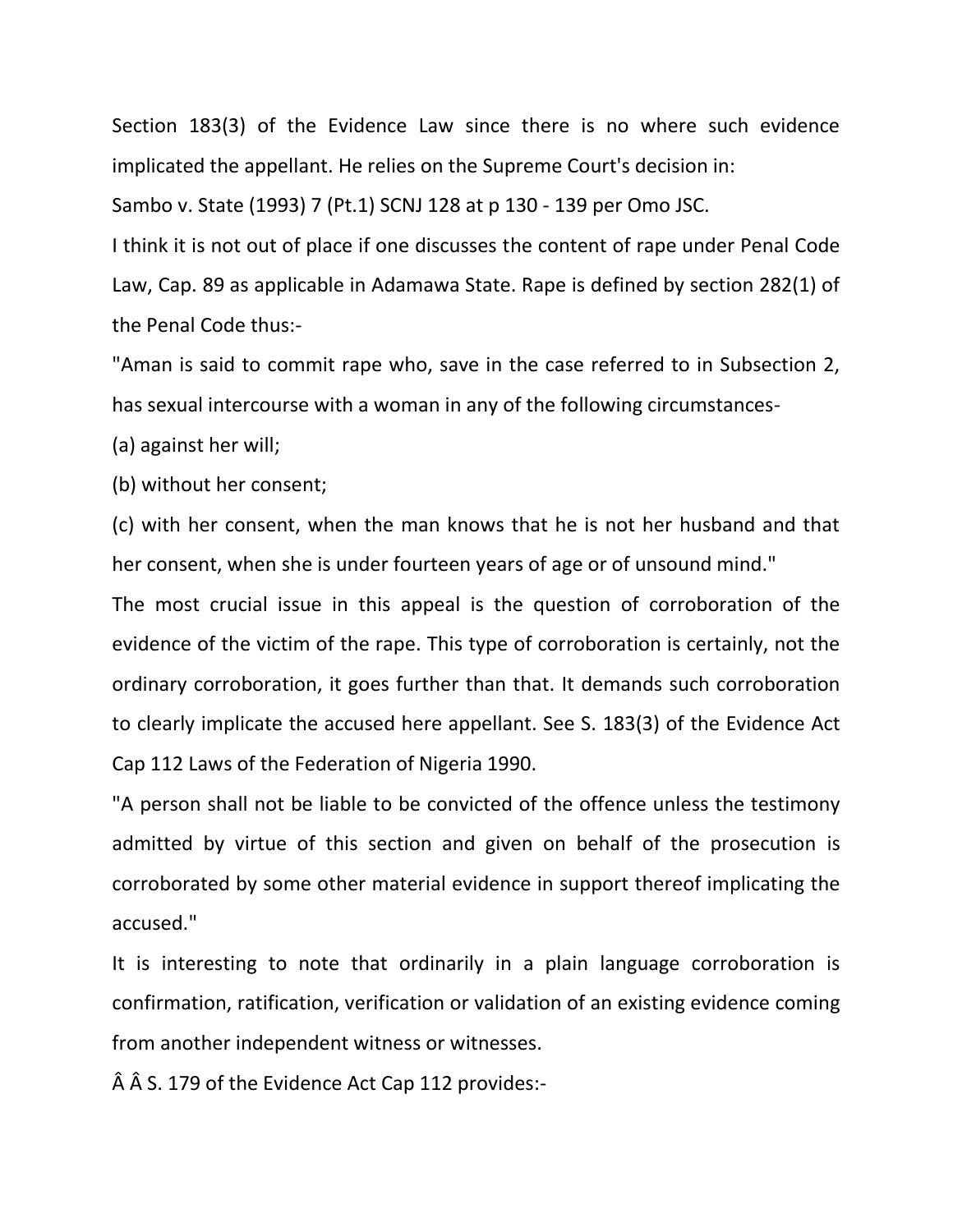Section 183(3) of the Evidence Law since there is no where such evidence implicated the appellant. He relies on the Supreme Court's decision in:

Sambo v. State (1993) 7 (Pt.1) SCNJ 128 at p 130 - 139 per Omo JSC.

I think it is not out of place if one discusses the content of rape under Penal Code Law, Cap. 89 as applicable in Adamawa State. Rape is defined by section 282(1) of the Penal Code thus:-

"Aman is said to commit rape who, save in the case referred to in Subsection 2, has sexual intercourse with a woman in any of the following circumstances-

(a) against her will;

(b) without her consent;

(c) with her consent, when the man knows that he is not her husband and that her consent, when she is under fourteen years of age or of unsound mind."

The most crucial issue in this appeal is the question of corroboration of the evidence of the victim of the rape. This type of corroboration is certainly, not the ordinary corroboration, it goes further than that. It demands such corroboration to clearly implicate the accused here appellant. See S. 183(3) of the Evidence Act Cap 112 Laws of the Federation of Nigeria 1990.

"A person shall not be liable to be convicted of the offence unless the testimony admitted by virtue of this section and given on behalf of the prosecution is corroborated by some other material evidence in support thereof implicating the accused."

It is interesting to note that ordinarily in a plain language corroboration is confirmation, ratification, verification or validation of an existing evidence coming from another independent witness or witnesses.

Â Â S. 179 of the Evidence Act Cap 112 provides:-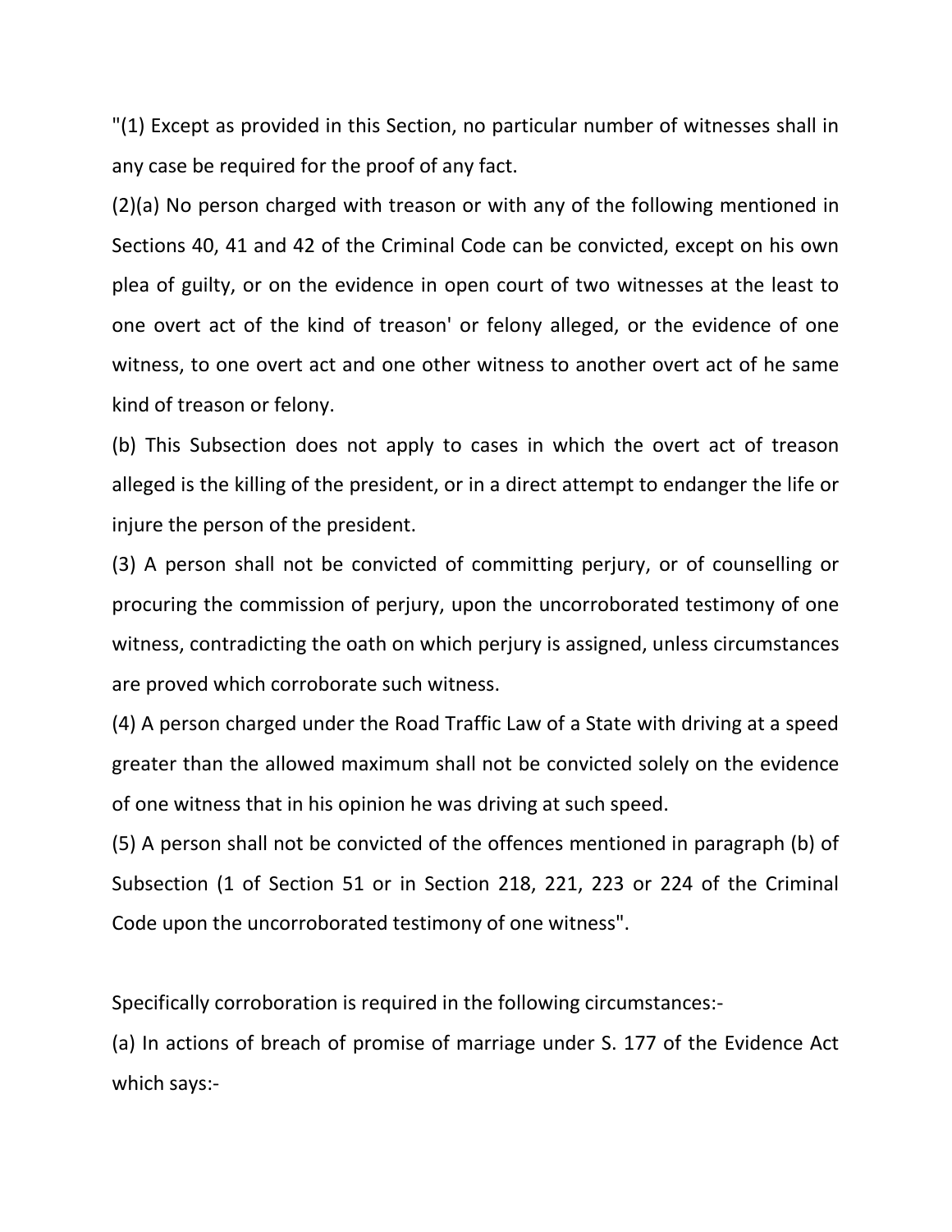"(1) Except as provided in this Section, no particular number of witnesses shall in any case be required for the proof of any fact.

(2)(a) No person charged with treason or with any of the following mentioned in Sections 40, 41 and 42 of the Criminal Code can be convicted, except on his own plea of guilty, or on the evidence in open court of two witnesses at the least to one overt act of the kind of treason' or felony alleged, or the evidence of one witness, to one overt act and one other witness to another overt act of he same kind of treason or felony.

(b) This Subsection does not apply to cases in which the overt act of treason alleged is the killing of the president, or in a direct attempt to endanger the life or injure the person of the president.

(3) A person shall not be convicted of committing perjury, or of counselling or procuring the commission of perjury, upon the uncorroborated testimony of one witness, contradicting the oath on which perjury is assigned, unless circumstances are proved which corroborate such witness.

(4) A person charged under the Road Traffic Law of a State with driving at a speed greater than the allowed maximum shall not be convicted solely on the evidence of one witness that in his opinion he was driving at such speed.

(5) A person shall not be convicted of the offences mentioned in paragraph (b) of Subsection (1 of Section 51 or in Section 218, 221, 223 or 224 of the Criminal Code upon the uncorroborated testimony of one witness".

Specifically corroboration is required in the following circumstances:-

(a) In actions of breach of promise of marriage under S. 177 of the Evidence Act which says:-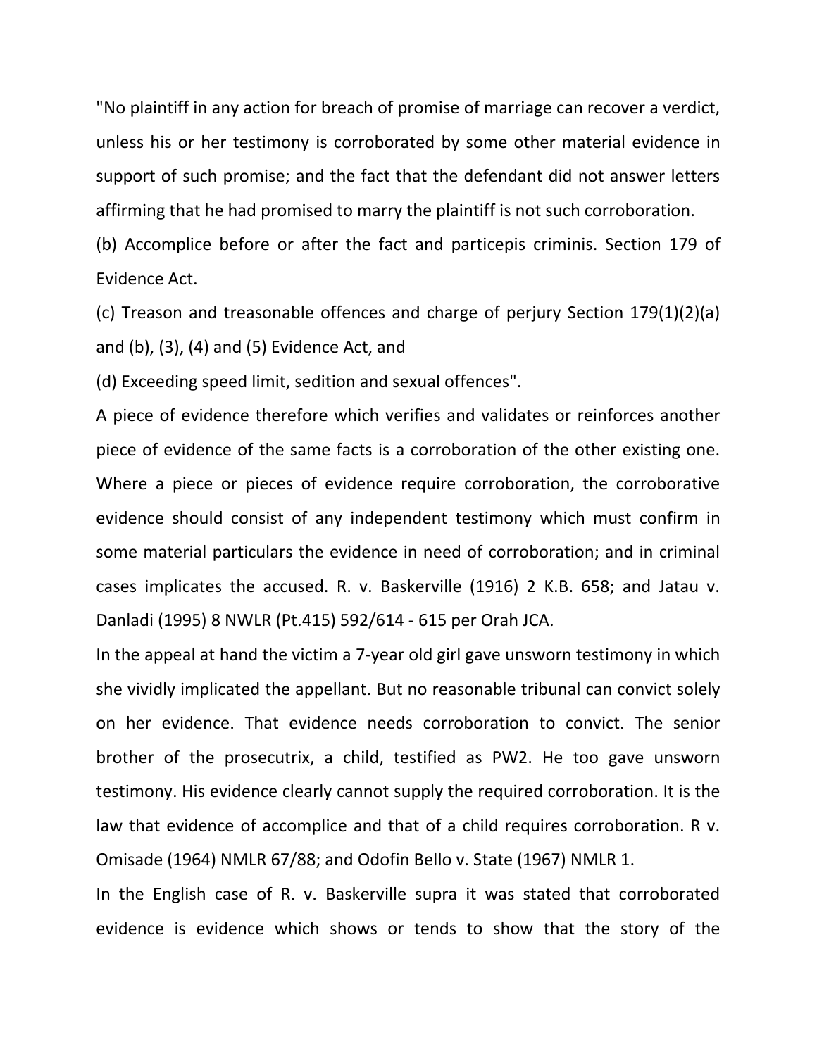"No plaintiff in any action for breach of promise of marriage can recover a verdict, unless his or her testimony is corroborated by some other material evidence in support of such promise; and the fact that the defendant did not answer letters affirming that he had promised to marry the plaintiff is not such corroboration.

(b) Accomplice before or after the fact and particepis criminis. Section 179 of Evidence Act.

(c) Treason and treasonable offences and charge of perjury Section 179(1)(2)(a) and (b), (3), (4) and (5) Evidence Act, and

(d) Exceeding speed limit, sedition and sexual offences".

A piece of evidence therefore which verifies and validates or reinforces another piece of evidence of the same facts is a corroboration of the other existing one. Where a piece or pieces of evidence require corroboration, the corroborative evidence should consist of any independent testimony which must confirm in some material particulars the evidence in need of corroboration; and in criminal cases implicates the accused. R. v. Baskerville (1916) 2 K.B. 658; and Jatau v. Danladi (1995) 8 NWLR (Pt.415) 592/614 - 615 per Orah JCA.

In the appeal at hand the victim a 7-year old girl gave unsworn testimony in which she vividly implicated the appellant. But no reasonable tribunal can convict solely on her evidence. That evidence needs corroboration to convict. The senior brother of the prosecutrix, a child, testified as PW2. He too gave unsworn testimony. His evidence clearly cannot supply the required corroboration. It is the law that evidence of accomplice and that of a child requires corroboration. R v. Omisade (1964) NMLR 67/88; and Odofin Bello v. State (1967) NMLR 1.

In the English case of R. v. Baskerville supra it was stated that corroborated evidence is evidence which shows or tends to show that the story of the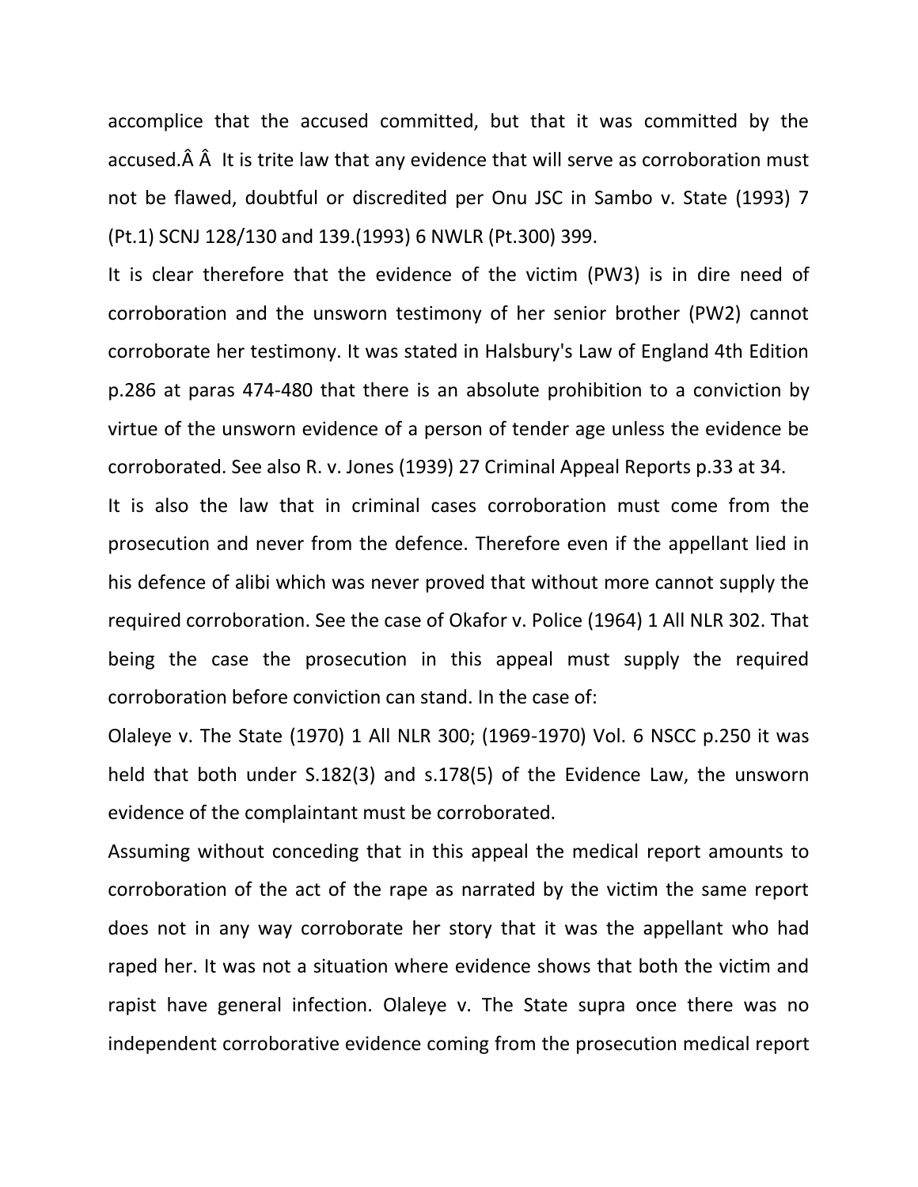accomplice that the accused committed, but that it was committed by the accused.Â Â  It is trite law that any evidence that will serve as corroboration must not be flawed, doubtful or discredited per Onu JSC in Sambo v. State (1993) 7 (Pt.1) SCNJ 128/130 and 139.(1993) 6 NWLR (Pt.300) 399.

It is clear therefore that the evidence of the victim (PW3) is in dire need of corroboration and the unsworn testimony of her senior brother (PW2) cannot corroborate her testimony. It was stated in Halsbury's Law of England 4th Edition p.286 at paras 474-480 that there is an absolute prohibition to a conviction by virtue of the unsworn evidence of a person of tender age unless the evidence be corroborated. See also R. v. Jones (1939) 27 Criminal Appeal Reports p.33 at 34.

It is also the law that in criminal cases corroboration must come from the prosecution and never from the defence. Therefore even if the appellant lied in his defence of alibi which was never proved that without more cannot supply the required corroboration. See the case of Okafor v. Police (1964) 1 All NLR 302. That being the case the prosecution in this appeal must supply the required corroboration before conviction can stand. In the case of:

Olaleye v. The State (1970) 1 All NLR 300; (1969-1970) Vol. 6 NSCC p.250 it was held that both under S.182(3) and s.178(5) of the Evidence Law, the unsworn evidence of the complaintant must be corroborated.

Assuming without conceding that in this appeal the medical report amounts to corroboration of the act of the rape as narrated by the victim the same report does not in any way corroborate her story that it was the appellant who had raped her. It was not a situation where evidence shows that both the victim and rapist have general infection. Olaleye v. The State supra once there was no independent corroborative evidence coming from the prosecution medical report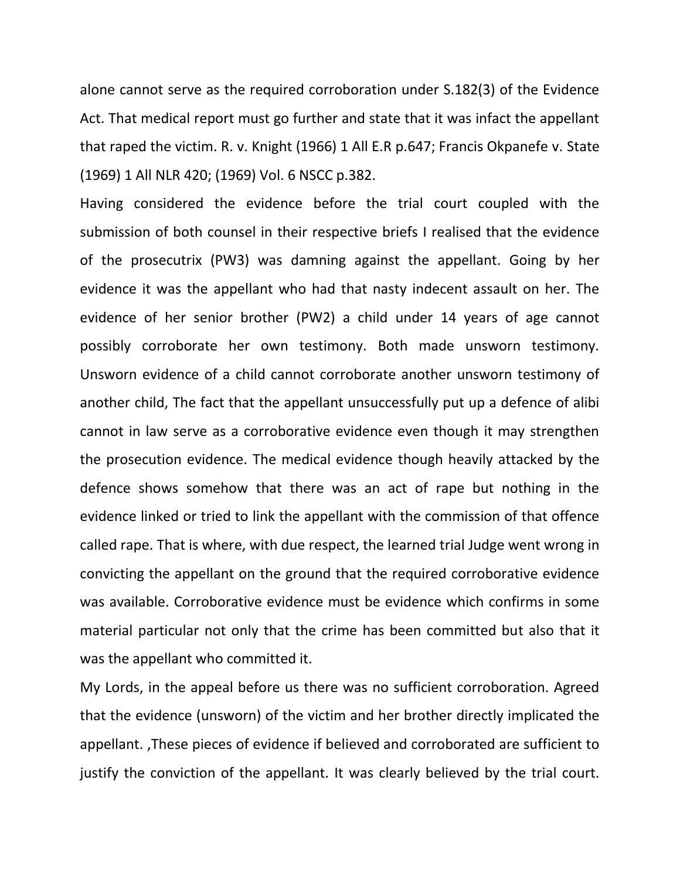alone cannot serve as the required corroboration under S.182(3) of the Evidence Act. That medical report must go further and state that it was infact the appellant that raped the victim. R. v. Knight (1966) 1 All E.R p.647; Francis Okpanefe v. State (1969) 1 All NLR 420; (1969) Vol. 6 NSCC p.382.

Having considered the evidence before the trial court coupled with the submission of both counsel in their respective briefs I realised that the evidence of the prosecutrix (PW3) was damning against the appellant. Going by her evidence it was the appellant who had that nasty indecent assault on her. The evidence of her senior brother (PW2) a child under 14 years of age cannot possibly corroborate her own testimony. Both made unsworn testimony. Unsworn evidence of a child cannot corroborate another unsworn testimony of another child, The fact that the appellant unsuccessfully put up a defence of alibi cannot in law serve as a corroborative evidence even though it may strengthen the prosecution evidence. The medical evidence though heavily attacked by the defence shows somehow that there was an act of rape but nothing in the evidence linked or tried to link the appellant with the commission of that offence called rape. That is where, with due respect, the learned trial Judge went wrong in convicting the appellant on the ground that the required corroborative evidence was available. Corroborative evidence must be evidence which confirms in some material particular not only that the crime has been committed but also that it was the appellant who committed it.

My Lords, in the appeal before us there was no sufficient corroboration. Agreed that the evidence (unsworn) of the victim and her brother directly implicated the appellant. ,These pieces of evidence if believed and corroborated are sufficient to justify the conviction of the appellant. It was clearly believed by the trial court.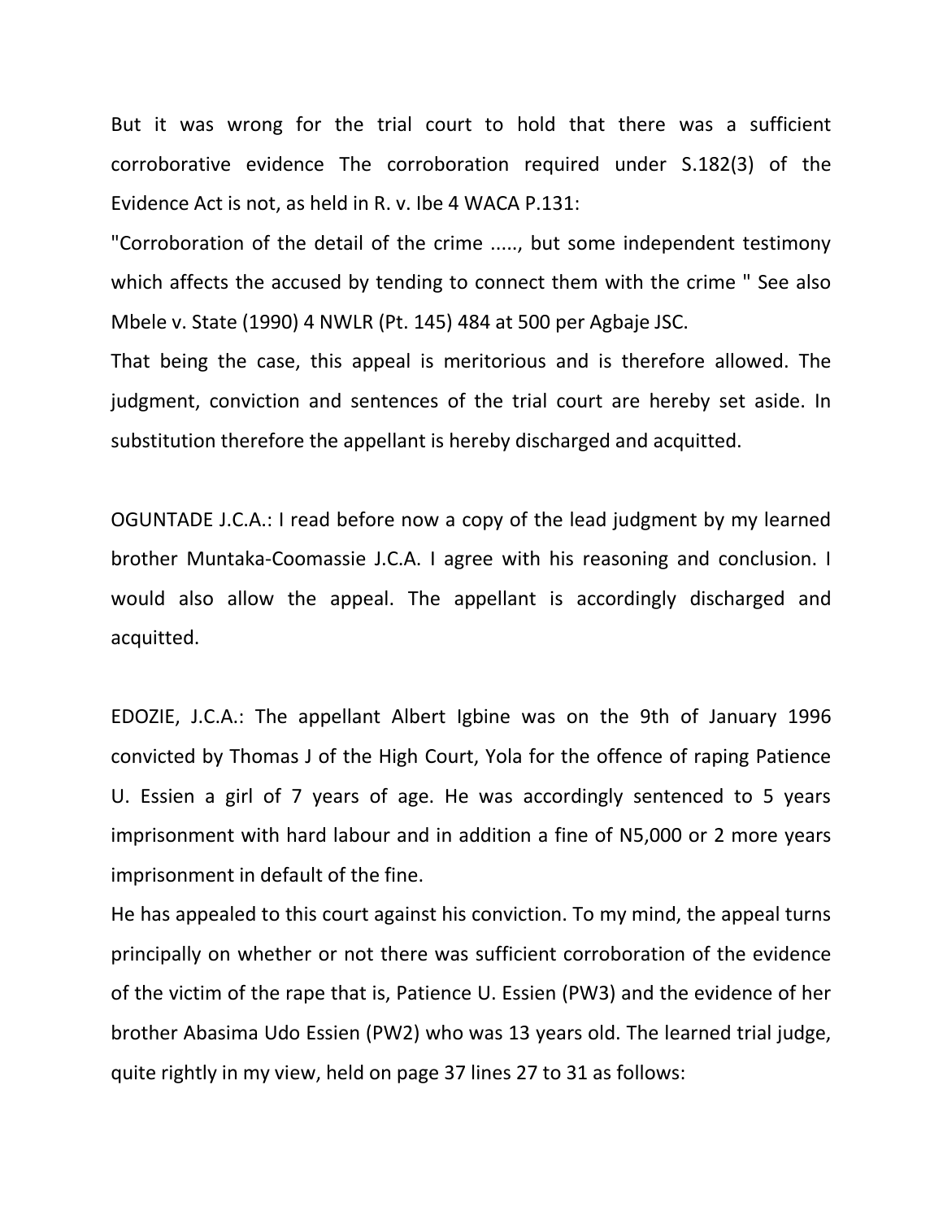But it was wrong for the trial court to hold that there was a sufficient corroborative evidence The corroboration required under S.182(3) of the Evidence Act is not, as held in R. v. Ibe 4 WACA P.131:

"Corroboration of the detail of the crime ....., but some independent testimony which affects the accused by tending to connect them with the crime " See also Mbele v. State (1990) 4 NWLR (Pt. 145) 484 at 500 per Agbaje JSC.

That being the case, this appeal is meritorious and is therefore allowed. The judgment, conviction and sentences of the trial court are hereby set aside. In substitution therefore the appellant is hereby discharged and acquitted.

OGUNTADE J.C.A.: I read before now a copy of the lead judgment by my learned brother Muntaka-Coomassie J.C.A. I agree with his reasoning and conclusion. I would also allow the appeal. The appellant is accordingly discharged and acquitted.

EDOZIE, J.C.A.: The appellant Albert Igbine was on the 9th of January 1996 convicted by Thomas J of the High Court, Yola for the offence of raping Patience U. Essien a girl of 7 years of age. He was accordingly sentenced to 5 years imprisonment with hard labour and in addition a fine of N5,000 or 2 more years imprisonment in default of the fine.

He has appealed to this court against his conviction. To my mind, the appeal turns principally on whether or not there was sufficient corroboration of the evidence of the victim of the rape that is, Patience U. Essien (PW3) and the evidence of her brother Abasima Udo Essien (PW2) who was 13 years old. The learned trial judge, quite rightly in my view, held on page 37 lines 27 to 31 as follows: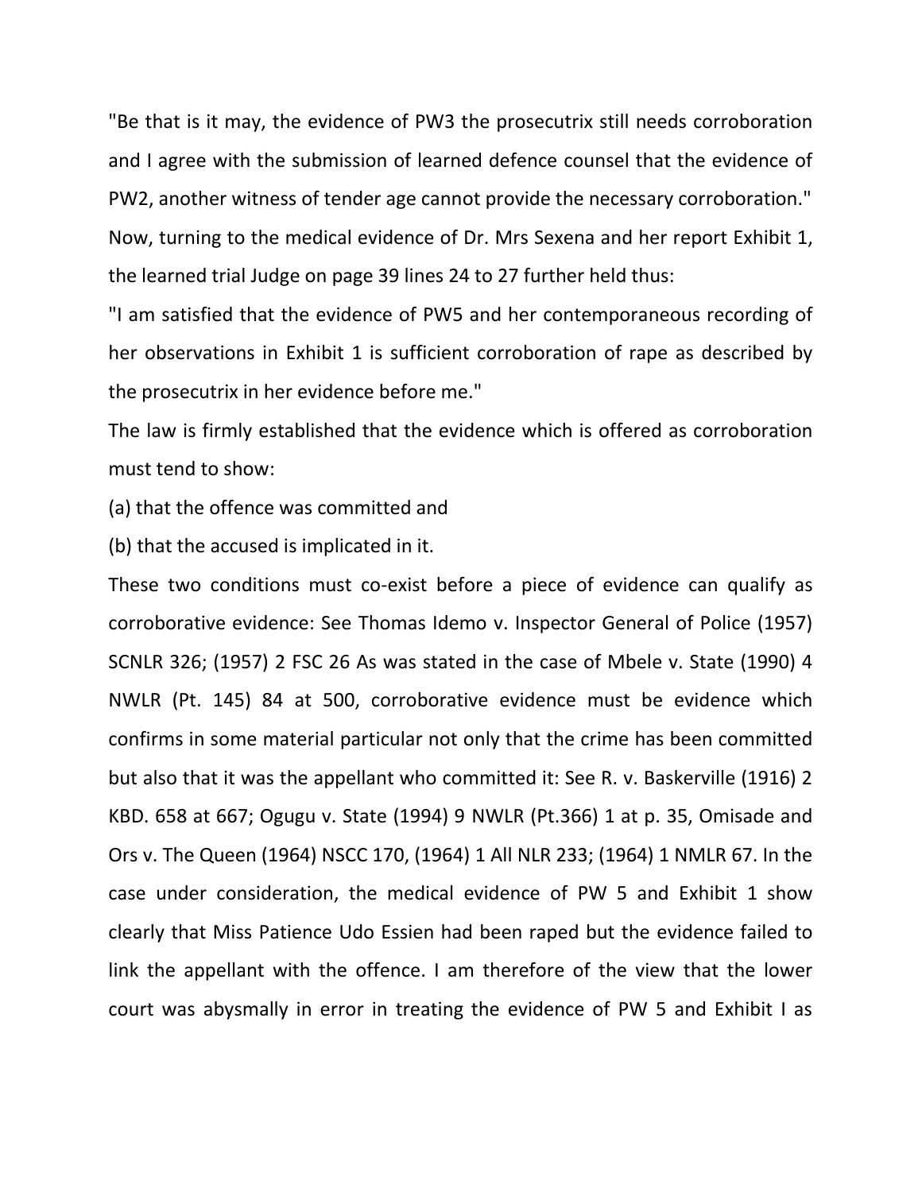"Be that is it may, the evidence of PW3 the prosecutrix still needs corroboration and I agree with the submission of learned defence counsel that the evidence of PW2, another witness of tender age cannot provide the necessary corroboration."

Now, turning to the medical evidence of Dr. Mrs Sexena and her report Exhibit 1, the learned trial Judge on page 39 lines 24 to 27 further held thus:

"I am satisfied that the evidence of PW5 and her contemporaneous recording of her observations in Exhibit 1 is sufficient corroboration of rape as described by the prosecutrix in her evidence before me."

The law is firmly established that the evidence which is offered as corroboration must tend to show:

(a) that the offence was committed and

(b) that the accused is implicated in it.

These two conditions must co-exist before a piece of evidence can qualify as corroborative evidence: See Thomas Idemo v. Inspector General of Police (1957) SCNLR 326; (1957) 2 FSC 26 As was stated in the case of Mbele v. State (1990) 4 NWLR (Pt. 145) 84 at 500, corroborative evidence must be evidence which confirms in some material particular not only that the crime has been committed but also that it was the appellant who committed it: See R. v. Baskerville (1916) 2 KBD. 658 at 667; Ogugu v. State (1994) 9 NWLR (Pt.366) 1 at p. 35, Omisade and Ors v. The Queen (1964) NSCC 170, (1964) 1 All NLR 233; (1964) 1 NMLR 67. In the case under consideration, the medical evidence of PW 5 and Exhibit 1 show clearly that Miss Patience Udo Essien had been raped but the evidence failed to link the appellant with the offence. I am therefore of the view that the lower court was abysmally in error in treating the evidence of PW 5 and Exhibit I as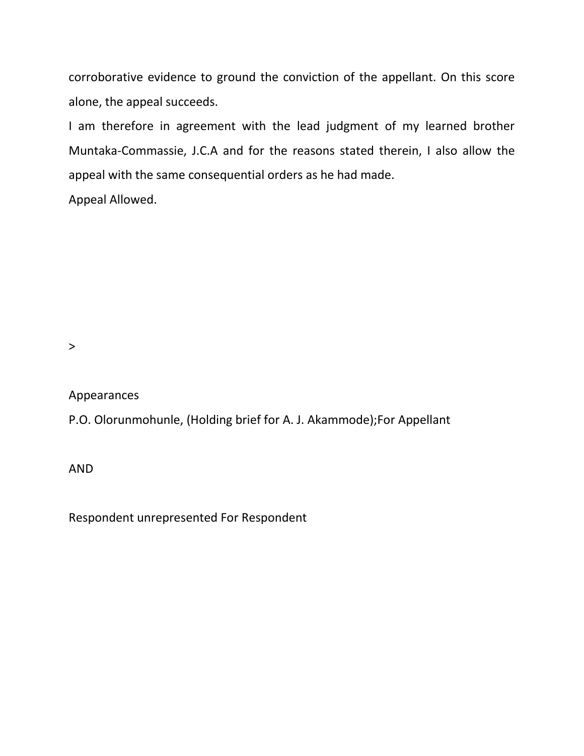corroborative evidence to ground the conviction of the appellant. On this score alone, the appeal succeeds.

I am therefore in agreement with the lead judgment of my learned brother Muntaka-Commassie, J.C.A and for the reasons stated therein, I also allow the appeal with the same consequential orders as he had made.

Appeal Allowed.

>

Appearances

P.O. Olorunmohunle, (Holding brief for A. J. Akammode);For Appellant

AND

Respondent unrepresented For Respondent